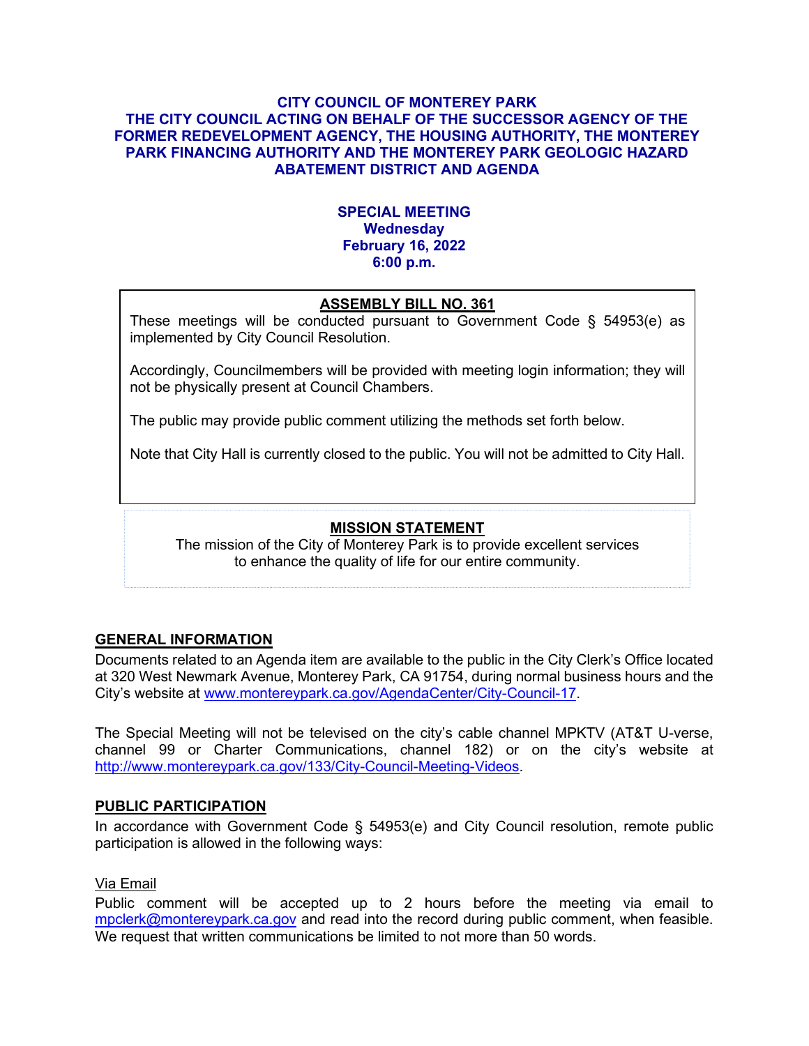# CITY COUNCIL OF MONTEREY PARK
# THE CITY COUNCIL ACTING ON BEHALF OF THE SUCCESSOR AGENCY OF THE FORMER REDEVELOPMENT AGENCY, THE HOUSING AUTHORITY, THE MONTEREY PARK FINANCING AUTHORITY AND THE MONTEREY PARK GEOLOGIC HAZARD ABATEMENT DISTRICT AND AGENDA

**SPECIAL MEETING**
**Wednesday**
**February 16, 2022**
**6:00 p.m.**

## ASSEMBLY BILL NO. 361

These meetings will be conducted pursuant to Government Code § 54953(e) as implemented by City Council Resolution.

Accordingly, Councilmembers will be provided with meeting login information; they will not be physically present at Council Chambers.

The public may provide public comment utilizing the methods set forth below.

Note that City Hall is currently closed to the public. You will not be admitted to City Hall.

## MISSION STATEMENT

The mission of the City of Monterey Park is to provide excellent services to enhance the quality of life for our entire community.

## GENERAL INFORMATION

Documents related to an Agenda item are available to the public in the City Clerk's Office located at 320 West Newmark Avenue, Monterey Park, CA 91754, during normal business hours and the City's website at www.montereypark.ca.gov/AgendaCenter/City-Council-17.

The Special Meeting will not be televised on the city's cable channel MPKTV (AT&T U-verse, channel 99 or Charter Communications, channel 182) or on the city's website at http://www.montereypark.ca.gov/133/City-Council-Meeting-Videos.

## PUBLIC PARTICIPATION

In accordance with Government Code § 54953(e) and City Council resolution, remote public participation is allowed in the following ways:

Via Email

Public comment will be accepted up to 2 hours before the meeting via email to mpclerk@montereypark.ca.gov and read into the record during public comment, when feasible. We request that written communications be limited to not more than 50 words.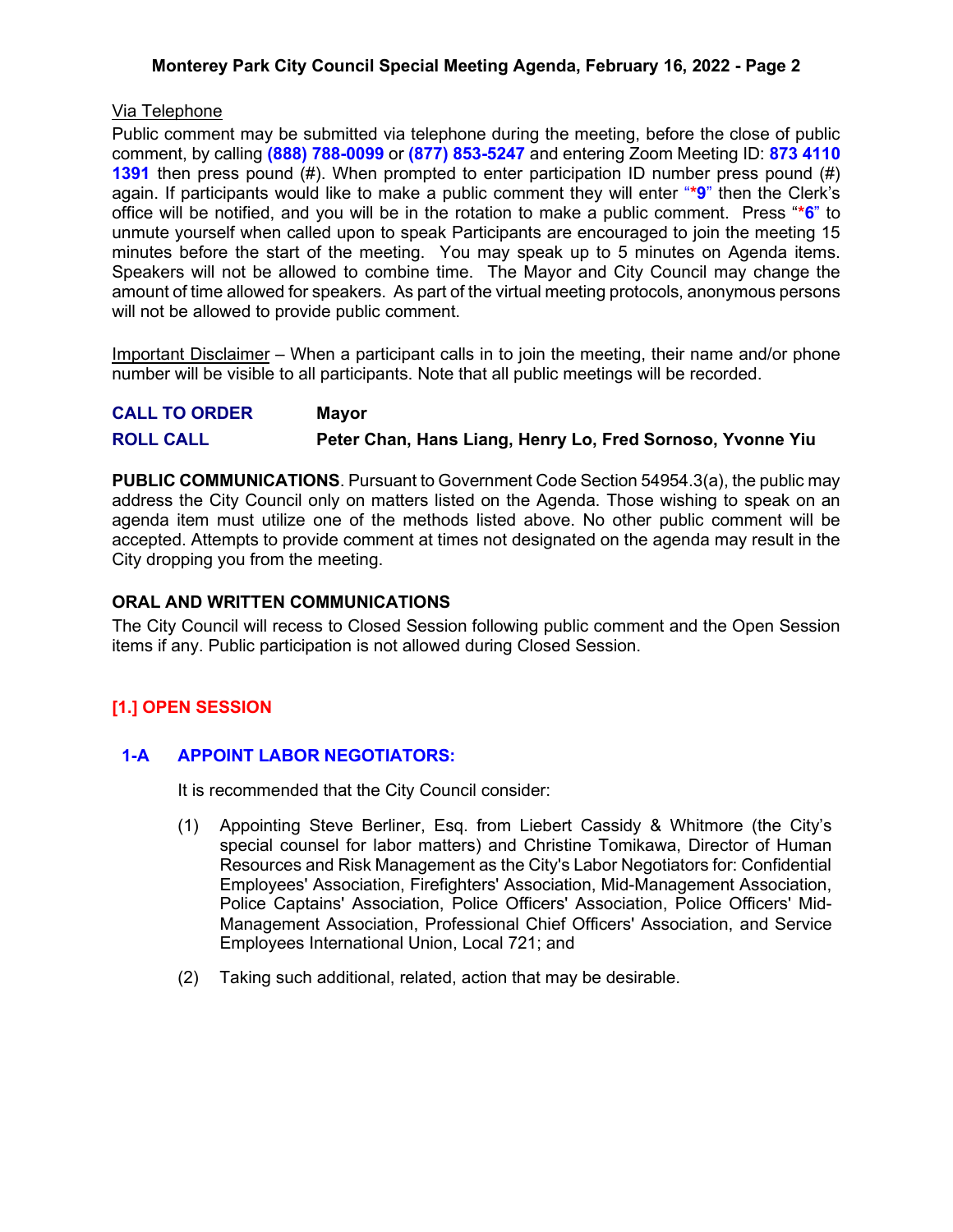Via Telephone

Public comment may be submitted via telephone during the meeting, before the close of public comment, by calling **(888) 788-0099** or **(877) 853-5247** and entering Zoom Meeting ID: **873 4110 1391** then press pound (#). When prompted to enter participation ID number press pound (#) again. If participants would like to make a public comment they will enter "***9**" then the Clerk's office will be notified, and you will be in the rotation to make a public comment. Press "***6**" to unmute yourself when called upon to speak Participants are encouraged to join the meeting 15 minutes before the start of the meeting. You may speak up to 5 minutes on Agenda items. Speakers will not be allowed to combine time. The Mayor and City Council may change the amount of time allowed for speakers. As part of the virtual meeting protocols, anonymous persons will not be allowed to provide public comment.

Important Disclaimer – When a participant calls in to join the meeting, their name and/or phone number will be visible to all participants. Note that all public meetings will be recorded.

**CALL TO ORDER** **Mayor**

**ROLL CALL** **Peter Chan, Hans Liang, Henry Lo, Fred Sornoso, Yvonne Yiu**

**PUBLIC COMMUNICATIONS**. Pursuant to Government Code Section 54954.3(a), the public may address the City Council only on matters listed on the Agenda. Those wishing to speak on an agenda item must utilize one of the methods listed above. No other public comment will be accepted. Attempts to provide comment at times not designated on the agenda may result in the City dropping you from the meeting.

**ORAL AND WRITTEN COMMUNICATIONS**

The City Council will recess to Closed Session following public comment and the Open Session items if any. Public participation is not allowed during Closed Session.

## [1.] OPEN SESSION

### 1-A APPOINT LABOR NEGOTIATORS:

It is recommended that the City Council consider:

(1) Appointing Steve Berliner, Esq. from Liebert Cassidy & Whitmore (the City's special counsel for labor matters) and Christine Tomikawa, Director of Human Resources and Risk Management as the City's Labor Negotiators for: Confidential Employees' Association, Firefighters' Association, Mid-Management Association, Police Captains' Association, Police Officers' Association, Police Officers' Mid-Management Association, Professional Chief Officers' Association, and Service Employees International Union, Local 721; and

(2) Taking such additional, related, action that may be desirable.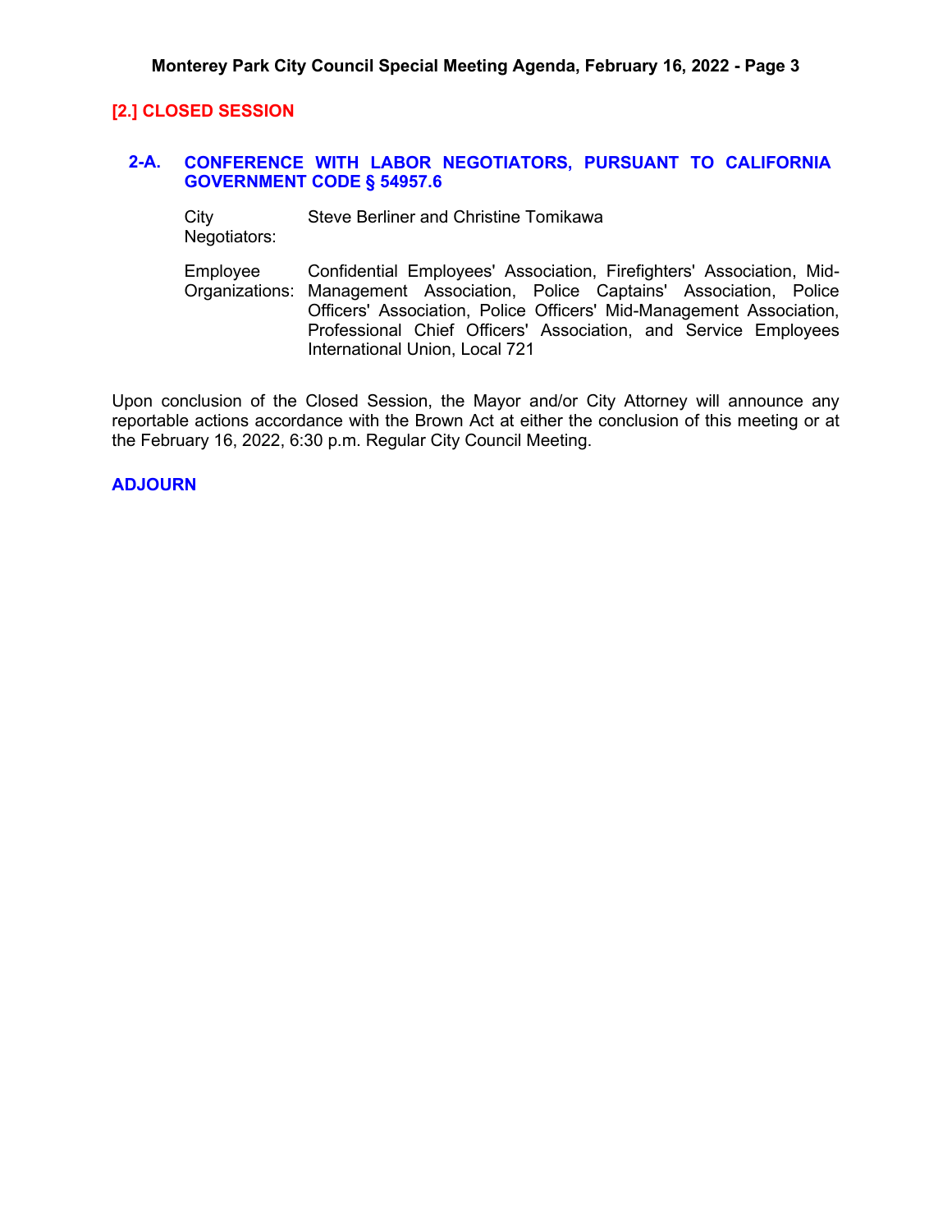## [2.] CLOSED SESSION

### 2-A. CONFERENCE WITH LABOR NEGOTIATORS, PURSUANT TO CALIFORNIA GOVERNMENT CODE § 54957.6

City Negotiators: Steve Berliner and Christine Tomikawa

Employee Organizations: Confidential Employees' Association, Firefighters' Association, Mid-Management Association, Police Captains' Association, Police Officers' Association, Police Officers' Mid-Management Association, Professional Chief Officers' Association, and Service Employees International Union, Local 721

Upon conclusion of the Closed Session, the Mayor and/or City Attorney will announce any reportable actions accordance with the Brown Act at either the conclusion of this meeting or at the February 16, 2022, 6:30 p.m. Regular City Council Meeting.

## ADJOURN